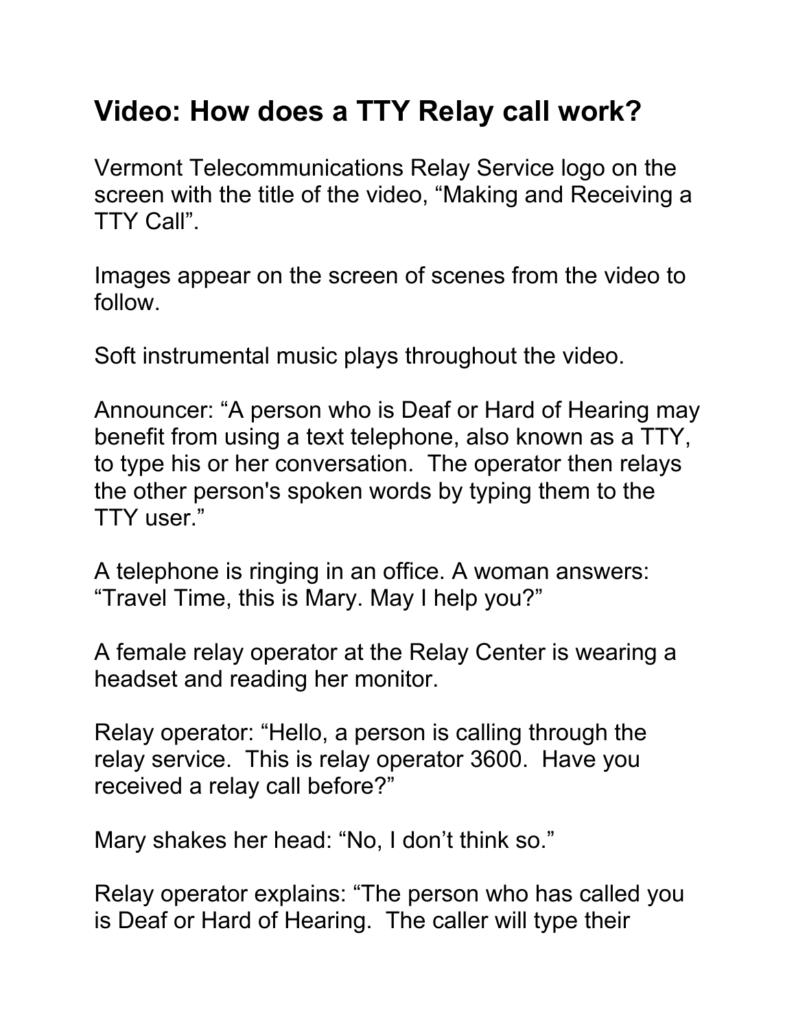## Video: How does a TTY Relay call work?

Vermont Telecommunications Relay Service logo on the screen with the title of the video, “Making and Receiving a TTY Call”.

Images appear on the screen of scenes from the video to follow.

Soft instrumental music plays throughout the video.

Announcer: “A person who is Deaf or Hard of Hearing may benefit from using a text telephone, also known as a TTY, to type his or her conversation. The operator then relays the other person's spoken words by typing them to the TTY user.”

A telephone is ringing in an office. A woman answers: “Travel Time, this is Mary. May I help you?”

A female relay operator at the Relay Center is wearing a headset and reading her monitor.

Relay operator: “Hello, a person is calling through the relay service. This is relay operator 3600. Have you received a relay call before?”

Mary shakes her head: “No, I don’t think so.”

Relay operator explains: “The person who has called you is Deaf or Hard of Hearing. The caller will type their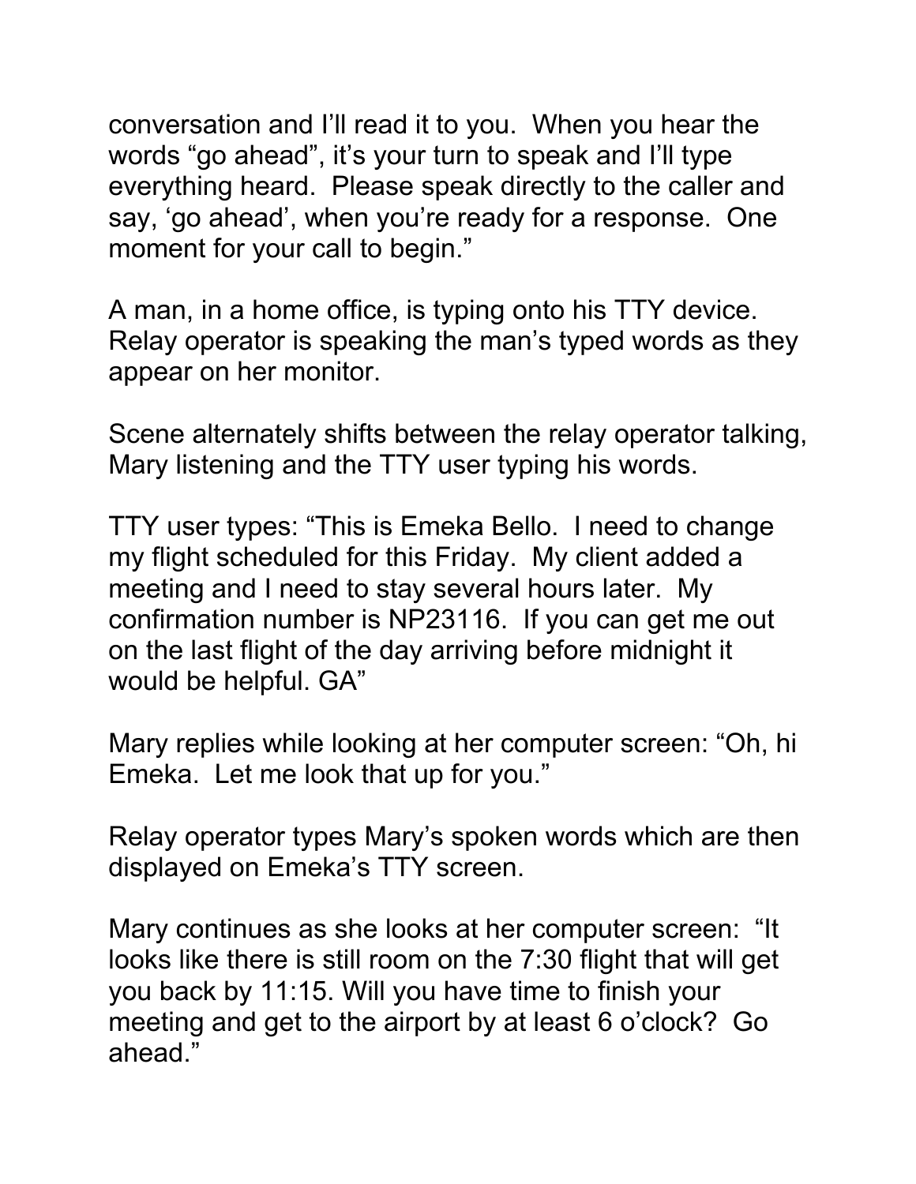conversation and I'll read it to you. When you hear the words "go ahead", it's your turn to speak and I'll type everything heard. Please speak directly to the caller and say, 'go ahead', when you're ready for a response. One moment for your call to begin."

A man, in a home office, is typing onto his TTY device. Relay operator is speaking the man's typed words as they appear on her monitor.

Scene alternately shifts between the relay operator talking, Mary listening and the TTY user typing his words.

TTY user types: "This is Emeka Bello. I need to change my flight scheduled for this Friday. My client added a meeting and I need to stay several hours later. My confirmation number is NP23116. If you can get me out on the last flight of the day arriving before midnight it would be helpful. GA"

Mary replies while looking at her computer screen: "Oh, hi Emeka. Let me look that up for you."

Relay operator types Mary's spoken words which are then displayed on Emeka's TTY screen.

Mary continues as she looks at her computer screen: "It looks like there is still room on the 7:30 flight that will get you back by 11:15. Will you have time to finish your meeting and get to the airport by at least 6 o'clock? Go ahead."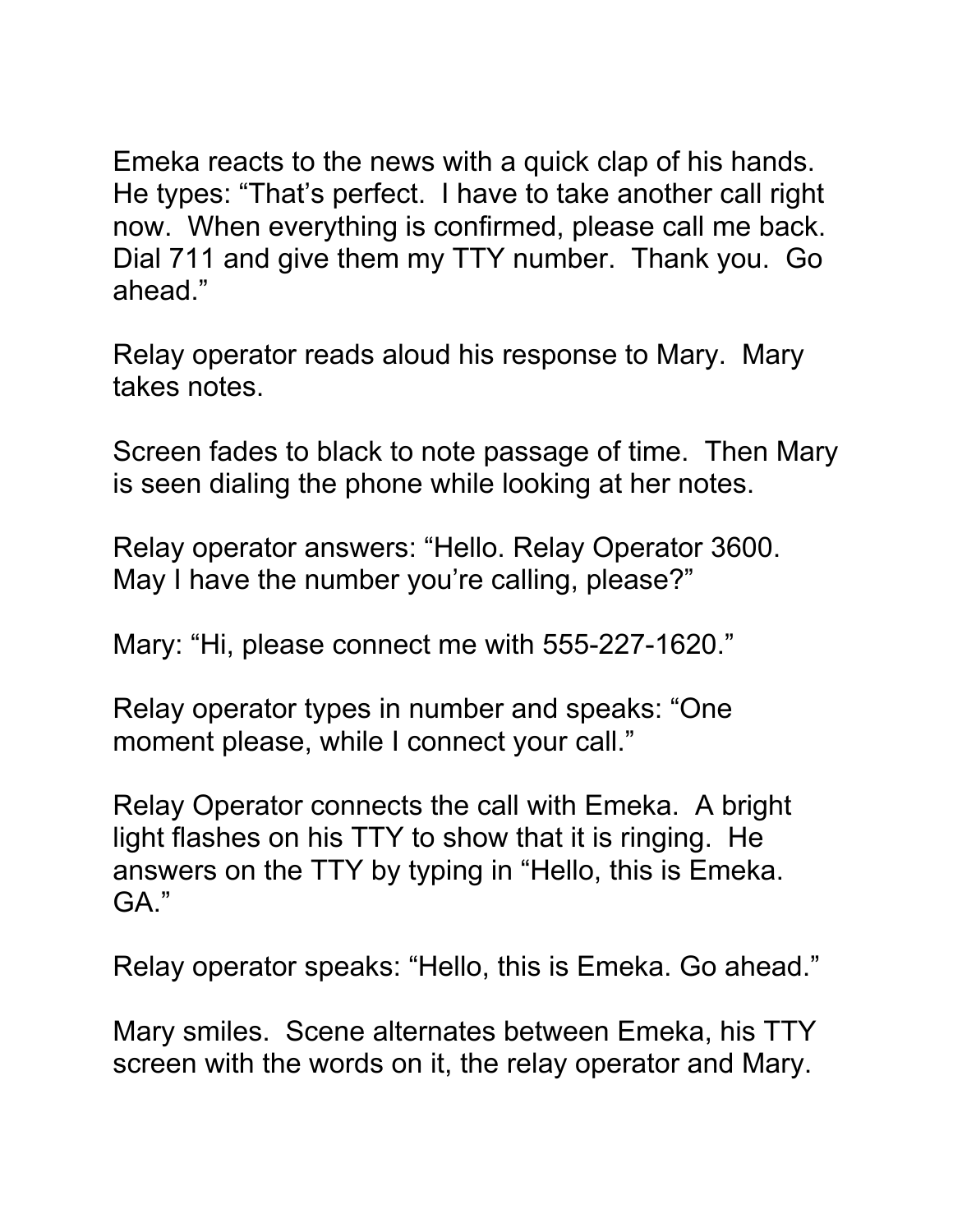Emeka reacts to the news with a quick clap of his hands. He types: “That’s perfect. I have to take another call right now. When everything is confirmed, please call me back. Dial 711 and give them my TTY number. Thank you. Go ahead.”

Relay operator reads aloud his response to Mary. Mary takes notes.

Screen fades to black to note passage of time. Then Mary is seen dialing the phone while looking at her notes.

Relay operator answers: “Hello. Relay Operator 3600. May I have the number you’re calling, please?”

Mary: “Hi, please connect me with 555-227-1620.”

Relay operator types in number and speaks: “One moment please, while I connect your call.”

Relay Operator connects the call with Emeka. A bright light flashes on his TTY to show that it is ringing. He answers on the TTY by typing in “Hello, this is Emeka. GA.”

Relay operator speaks: “Hello, this is Emeka. Go ahead.”

Mary smiles. Scene alternates between Emeka, his TTY screen with the words on it, the relay operator and Mary.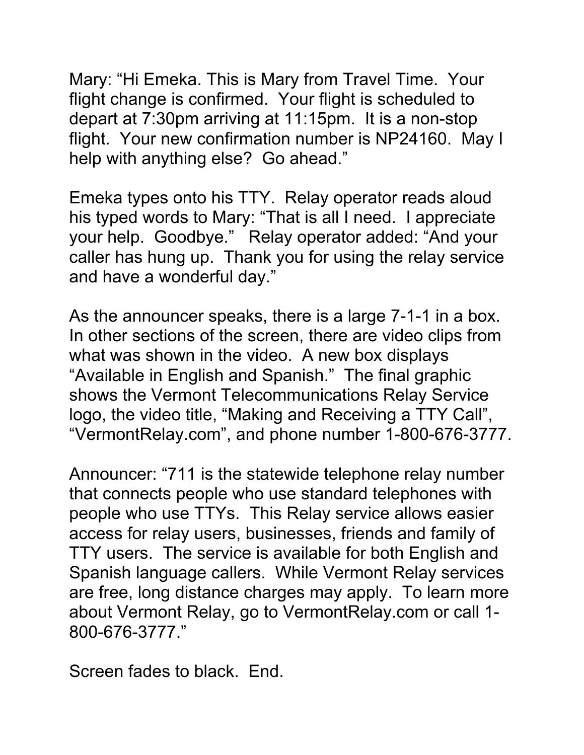Mary: “Hi Emeka. This is Mary from Travel Time. Your flight change is confirmed. Your flight is scheduled to depart at 7:30pm arriving at 11:15pm. It is a non-stop flight. Your new confirmation number is NP24160. May I help with anything else? Go ahead.”

Emeka types onto his TTY. Relay operator reads aloud his typed words to Mary: “That is all I need. I appreciate your help. Goodbye.” Relay operator added: “And your caller has hung up. Thank you for using the relay service and have a wonderful day.”

As the announcer speaks, there is a large 7-1-1 in a box. In other sections of the screen, there are video clips from what was shown in the video. A new box displays “Available in English and Spanish.” The final graphic shows the Vermont Telecommunications Relay Service logo, the video title, “Making and Receiving a TTY Call”, “VermontRelay.com”, and phone number 1-800-676-3777.

Announcer: “711 is the statewide telephone relay number that connects people who use standard telephones with people who use TTYs. This Relay service allows easier access for relay users, businesses, friends and family of TTY users. The service is available for both English and Spanish language callers. While Vermont Relay services are free, long distance charges may apply. To learn more about Vermont Relay, go to VermontRelay.com or call 1-800-676-3777.”

Screen fades to black. End.